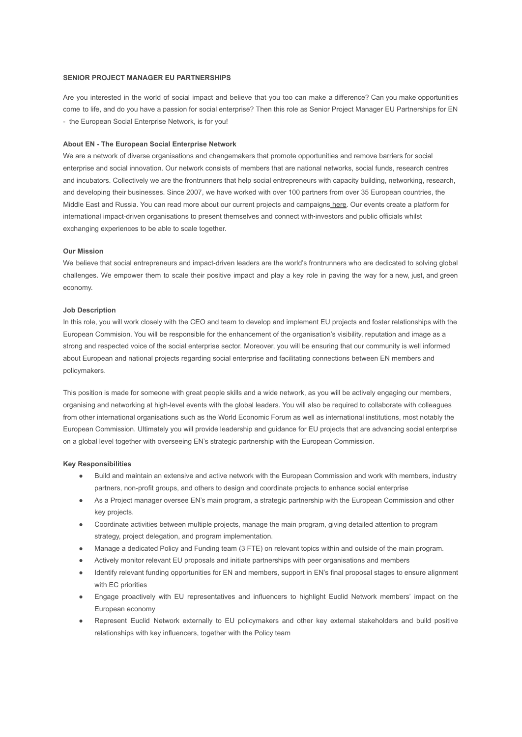**SENIOR PROJECT MANAGER EU PARTNERSHIPS**

Are you interested in the world of social impact and believe that you too can make a difference? Can you make opportunities come to life, and do you have a passion for social enterprise? Then this role as Senior Project Manager EU Partnerships for EN - the European Social Enterprise Network, is for you!

**About EN - The European Social Enterprise Network**

We are a network of diverse organisations and changemakers that promote opportunities and remove barriers for social enterprise and social innovation. Our network consists of members that are national networks, social funds, research centres and incubators. Collectively we are the frontrunners that help social entrepreneurs with capacity building, networking, research, and developing their businesses. Since 2007, we have worked with over 100 partners from over 35 European countries, the Middle East and Russia. You can read more about our current projects and campaigns here. Our events create a platform for international impact-driven organisations to present themselves and connect with investors and public officials whilst exchanging experiences to be able to scale together.

**Our Mission**

We believe that social entrepreneurs and impact-driven leaders are the world's frontrunners who are dedicated to solving global challenges. We empower them to scale their positive impact and play a key role in paving the way for a new, just, and green economy.

**Job Description**

In this role, you will work closely with the CEO and team to develop and implement EU projects and foster relationships with the European Commision. You will be responsible for the enhancement of the organisation's visibility, reputation and image as a strong and respected voice of the social enterprise sector. Moreover, you will be ensuring that our community is well informed about European and national projects regarding social enterprise and facilitating connections between EN members and policymakers.

This position is made for someone with great people skills and a wide network, as you will be actively engaging our members, organising and networking at high-level events with the global leaders. You will also be required to collaborate with colleagues from other international organisations such as the World Economic Forum as well as international institutions, most notably the European Commission. Ultimately you will provide leadership and guidance for EU projects that are advancing social enterprise on a global level together with overseeing EN's strategic partnership with the European Commission.

**Key Responsibilities**

- Build and maintain an extensive and active network with the European Commission and work with members, industry partners, non-profit groups, and others to design and coordinate projects to enhance social enterprise
- As a Project manager oversee EN's main program, a strategic partnership with the European Commission and other key projects.
- Coordinate activities between multiple projects, manage the main program, giving detailed attention to program strategy, project delegation, and program implementation.
- Manage a dedicated Policy and Funding team (3 FTE) on relevant topics within and outside of the main program.
- Actively monitor relevant EU proposals and initiate partnerships with peer organisations and members
- Identify relevant funding opportunities for EN and members, support in EN's final proposal stages to ensure alignment with EC priorities
- Engage proactively with EU representatives and influencers to highlight Euclid Network members' impact on the European economy
- Represent Euclid Network externally to EU policymakers and other key external stakeholders and build positive relationships with key influencers, together with the Policy team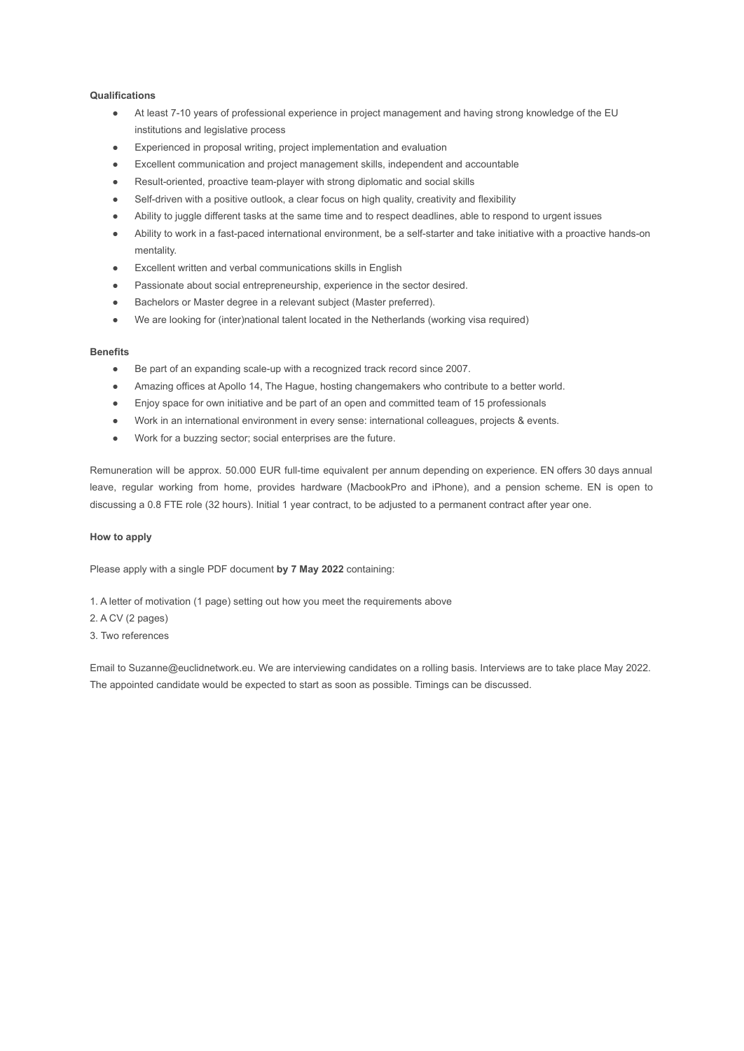**Qualifications**

- At least 7-10 years of professional experience in project management and having strong knowledge of the EU institutions and legislative process
- Experienced in proposal writing, project implementation and evaluation
- Excellent communication and project management skills, independent and accountable
- Result-oriented, proactive team-player with strong diplomatic and social skills
- Self-driven with a positive outlook, a clear focus on high quality, creativity and flexibility
- Ability to juggle different tasks at the same time and to respect deadlines, able to respond to urgent issues
- Ability to work in a fast-paced international environment, be a self-starter and take initiative with a proactive hands-on mentality.
- Excellent written and verbal communications skills in English
- Passionate about social entrepreneurship, experience in the sector desired.
- Bachelors or Master degree in a relevant subject (Master preferred).
- We are looking for (inter)national talent located in the Netherlands (working visa required)

**Benefits**

- Be part of an expanding scale-up with a recognized track record since 2007.
- Amazing offices at Apollo 14, The Hague, hosting changemakers who contribute to a better world.
- Enjoy space for own initiative and be part of an open and committed team of 15 professionals
- Work in an international environment in every sense: international colleagues, projects & events.
- Work for a buzzing sector; social enterprises are the future.

Remuneration will be approx. 50.000 EUR full-time equivalent per annum depending on experience. EN offers 30 days annual leave, regular working from home, provides hardware (MacbookPro and iPhone), and a pension scheme. EN is open to discussing a 0.8 FTE role (32 hours). Initial 1 year contract, to be adjusted to a permanent contract after year one.

**How to apply**

Please apply with a single PDF document **by 7 May 2022** containing:

1. A letter of motivation (1 page) setting out how you meet the requirements above
2. A CV (2 pages)
3. Two references

Email to Suzanne@euclidnetwork.eu. We are interviewing candidates on a rolling basis. Interviews are to take place May 2022. The appointed candidate would be expected to start as soon as possible. Timings can be discussed.